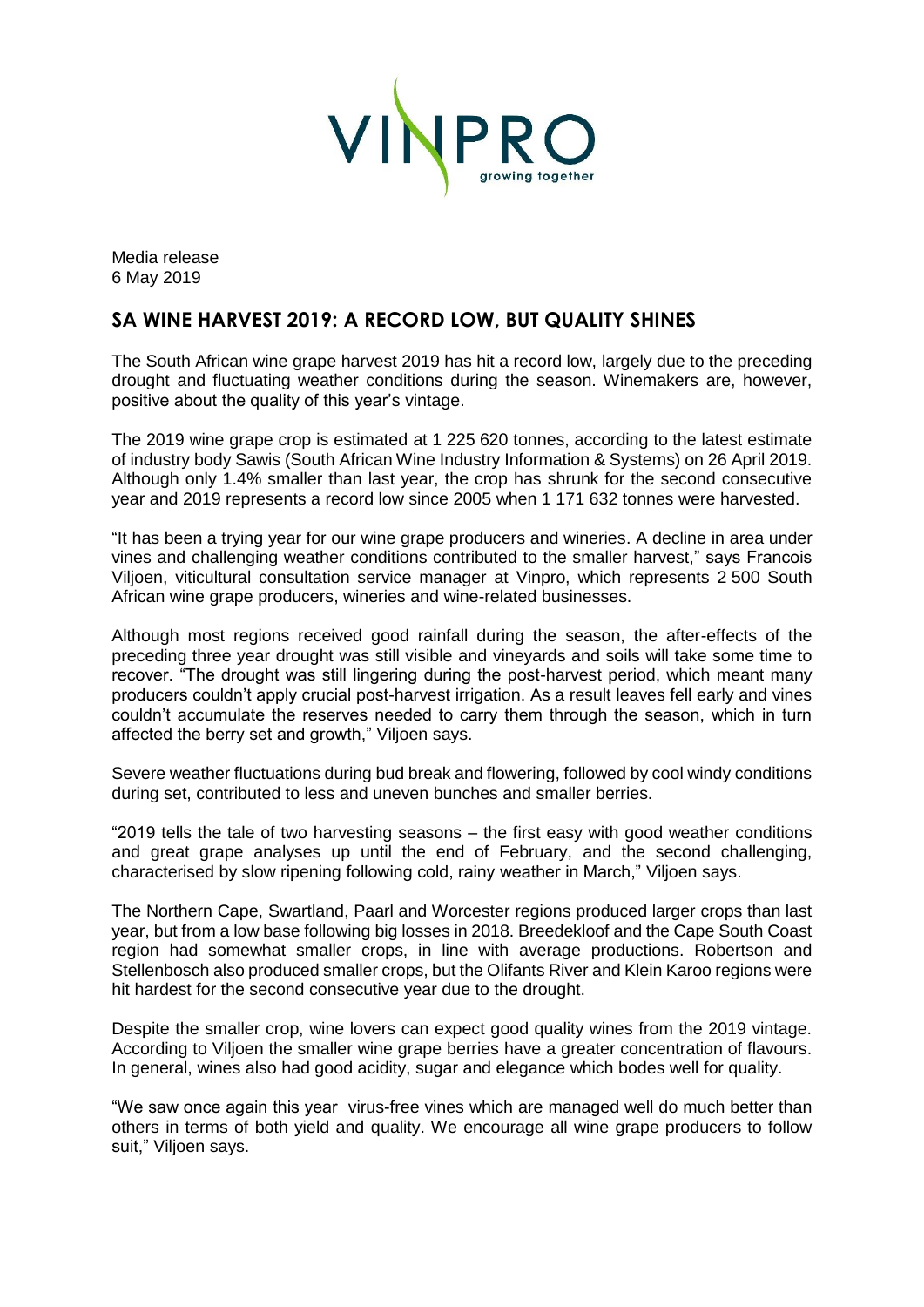Media release
6 May 2019

## SA WINE HARVEST 2019: A RECORD LOW, BUT QUALITY SHINES

The South African wine grape harvest 2019 has hit a record low, largely due to the preceding drought and fluctuating weather conditions during the season. Winemakers are, however, positive about the quality of this year's vintage.

The 2019 wine grape crop is estimated at 1 225 620 tonnes, according to the latest estimate of industry body Sawis (South African Wine Industry Information & Systems) on 26 April 2019. Although only 1.4% smaller than last year, the crop has shrunk for the second consecutive year and 2019 represents a record low since 2005 when 1 171 632 tonnes were harvested.

"It has been a trying year for our wine grape producers and wineries. A decline in area under vines and challenging weather conditions contributed to the smaller harvest," says Francois Viljoen, viticultural consultation service manager at Vinpro, which represents 2 500 South African wine grape producers, wineries and wine-related businesses.

Although most regions received good rainfall during the season, the after-effects of the preceding three year drought was still visible and vineyards and soils will take some time to recover. "The drought was still lingering during the post-harvest period, which meant many producers couldn't apply crucial post-harvest irrigation. As a result leaves fell early and vines couldn't accumulate the reserves needed to carry them through the season, which in turn affected the berry set and growth," Viljoen says.

Severe weather fluctuations during bud break and flowering, followed by cool windy conditions during set, contributed to less and uneven bunches and smaller berries.

"2019 tells the tale of two harvesting seasons – the first easy with good weather conditions and great grape analyses up until the end of February, and the second challenging, characterised by slow ripening following cold, rainy weather in March," Viljoen says.

The Northern Cape, Swartland, Paarl and Worcester regions produced larger crops than last year, but from a low base following big losses in 2018. Breedekloof and the Cape South Coast region had somewhat smaller crops, in line with average productions. Robertson and Stellenbosch also produced smaller crops, but the Olifants River and Klein Karoo regions were hit hardest for the second consecutive year due to the drought.

Despite the smaller crop, wine lovers can expect good quality wines from the 2019 vintage. According to Viljoen the smaller wine grape berries have a greater concentration of flavours. In general, wines also had good acidity, sugar and elegance which bodes well for quality.

"We saw once again this year virus-free vines which are managed well do much better than others in terms of both yield and quality. We encourage all wine grape producers to follow suit," Viljoen says.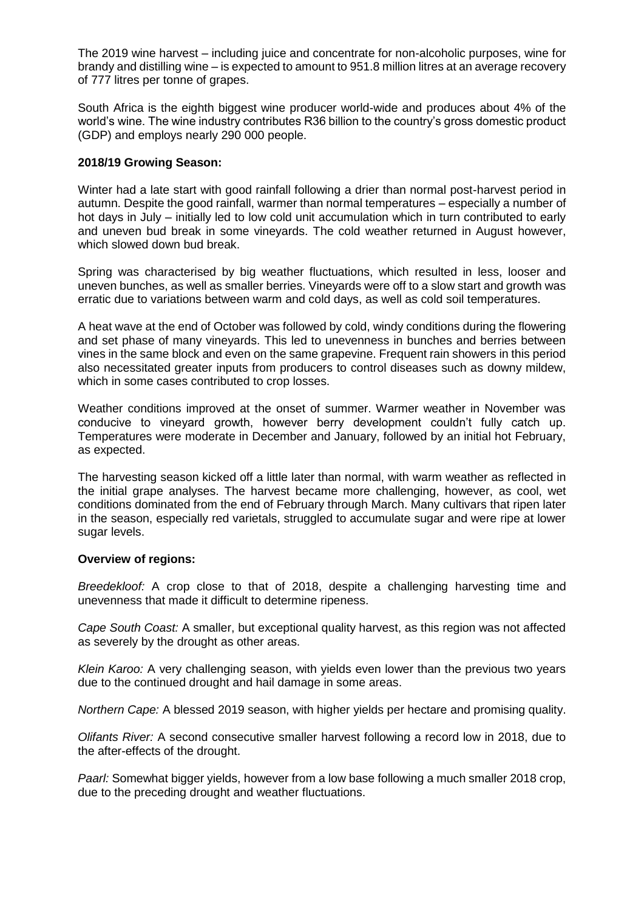The 2019 wine harvest – including juice and concentrate for non-alcoholic purposes, wine for brandy and distilling wine – is expected to amount to 951.8 million litres at an average recovery of 777 litres per tonne of grapes.

South Africa is the eighth biggest wine producer world-wide and produces about 4% of the world's wine. The wine industry contributes R36 billion to the country's gross domestic product (GDP) and employs nearly 290 000 people.

**2018/19 Growing Season:**

Winter had a late start with good rainfall following a drier than normal post-harvest period in autumn. Despite the good rainfall, warmer than normal temperatures – especially a number of hot days in July – initially led to low cold unit accumulation which in turn contributed to early and uneven bud break in some vineyards. The cold weather returned in August however, which slowed down bud break.

Spring was characterised by big weather fluctuations, which resulted in less, looser and uneven bunches, as well as smaller berries. Vineyards were off to a slow start and growth was erratic due to variations between warm and cold days, as well as cold soil temperatures.

A heat wave at the end of October was followed by cold, windy conditions during the flowering and set phase of many vineyards. This led to unevenness in bunches and berries between vines in the same block and even on the same grapevine. Frequent rain showers in this period also necessitated greater inputs from producers to control diseases such as downy mildew, which in some cases contributed to crop losses.

Weather conditions improved at the onset of summer. Warmer weather in November was conducive to vineyard growth, however berry development couldn't fully catch up. Temperatures were moderate in December and January, followed by an initial hot February, as expected.

The harvesting season kicked off a little later than normal, with warm weather as reflected in the initial grape analyses. The harvest became more challenging, however, as cool, wet conditions dominated from the end of February through March. Many cultivars that ripen later in the season, especially red varietals, struggled to accumulate sugar and were ripe at lower sugar levels.

**Overview of regions:**

*Breedekloof:* A crop close to that of 2018, despite a challenging harvesting time and unevenness that made it difficult to determine ripeness.

*Cape South Coast:* A smaller, but exceptional quality harvest, as this region was not affected as severely by the drought as other areas.

*Klein Karoo:* A very challenging season, with yields even lower than the previous two years due to the continued drought and hail damage in some areas.

*Northern Cape:* A blessed 2019 season, with higher yields per hectare and promising quality.

*Olifants River:* A second consecutive smaller harvest following a record low in 2018, due to the after-effects of the drought.

*Paarl:* Somewhat bigger yields, however from a low base following a much smaller 2018 crop, due to the preceding drought and weather fluctuations.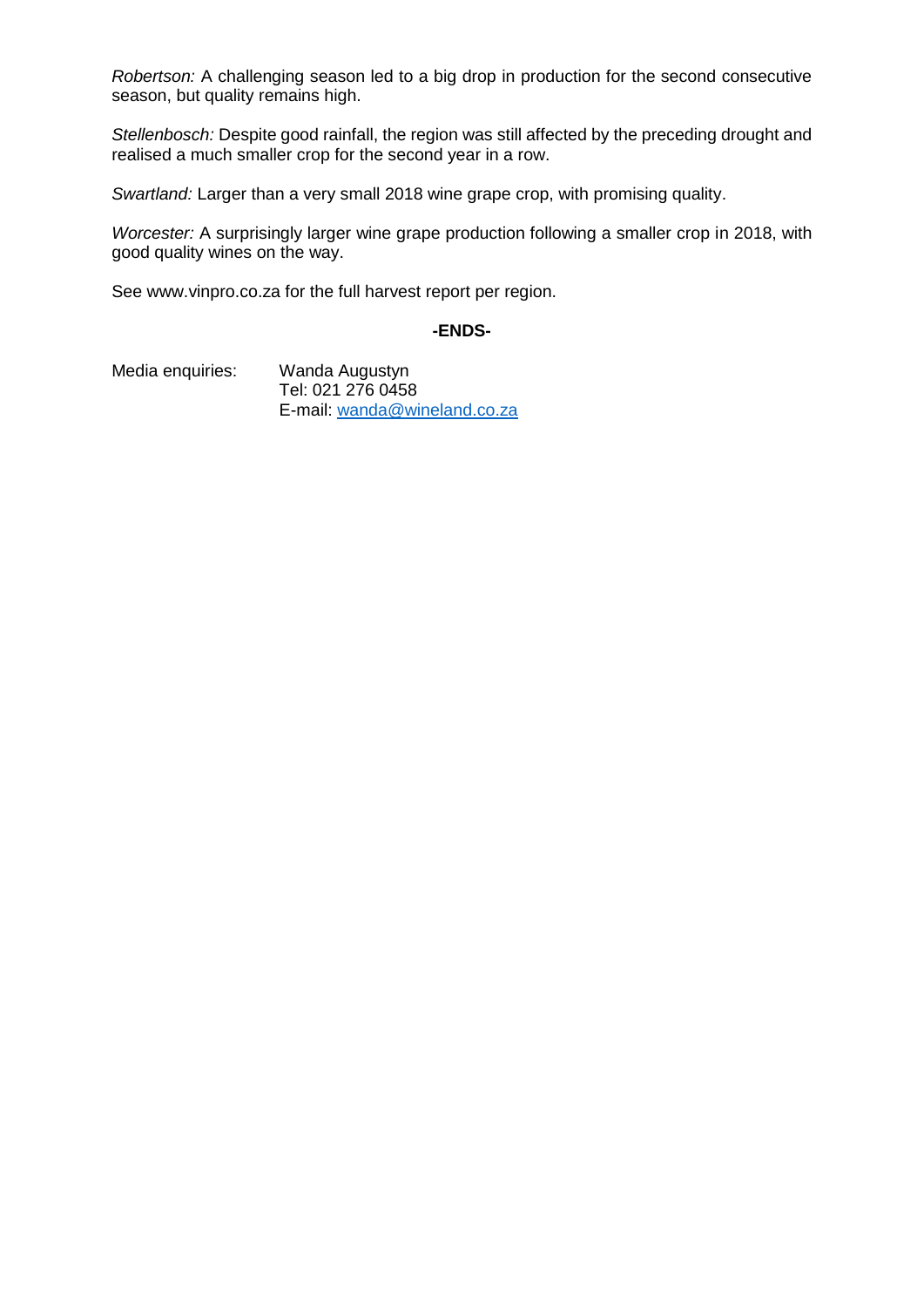*Robertson:* A challenging season led to a big drop in production for the second consecutive season, but quality remains high.

*Stellenbosch:* Despite good rainfall, the region was still affected by the preceding drought and realised a much smaller crop for the second year in a row.

*Swartland:* Larger than a very small 2018 wine grape crop, with promising quality.

*Worcester:* A surprisingly larger wine grape production following a smaller crop in 2018, with good quality wines on the way.

See www.vinpro.co.za for the full harvest report per region.

**-ENDS-**

Media enquiries: Wanda Augustyn
Tel: 021 276 0458
E-mail: wanda@wineland.co.za